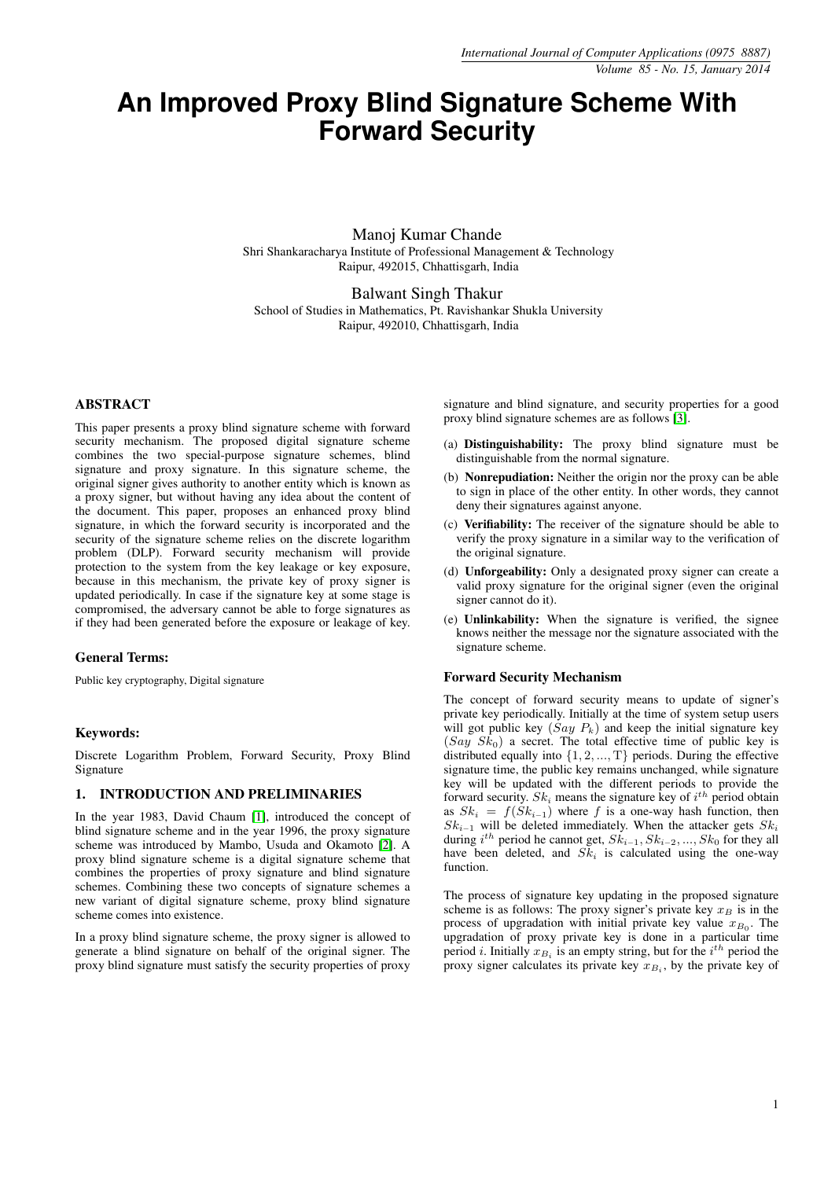# An Improved Proxy Blind Signature Scheme With Forward Security

Manoj Kumar Chande
Shri Shankaracharya Institute of Professional Management & Technology
Raipur, 492015, Chhattisgarh, India

Balwant Singh Thakur
School of Studies in Mathematics, Pt. Ravishankar Shukla University
Raipur, 492010, Chhattisgarh, India

## ABSTRACT

This paper presents a proxy blind signature scheme with forward security mechanism. The proposed digital signature scheme combines the two special-purpose signature schemes, blind signature and proxy signature. In this signature scheme, the original signer gives authority to another entity which is known as a proxy signer, but without having any idea about the content of the document. This paper, proposes an enhanced proxy blind signature, in which the forward security is incorporated and the security of the signature scheme relies on the discrete logarithm problem (DLP). Forward security mechanism will provide protection to the system from the key leakage or key exposure, because in this mechanism, the private key of proxy signer is updated periodically. In case if the signature key at some stage is compromised, the adversary cannot be able to forge signatures as if they had been generated before the exposure or leakage of key.

### General Terms:

Public key cryptography, Digital signature

### Keywords:

Discrete Logarithm Problem, Forward Security, Proxy Blind Signature

## 1. INTRODUCTION AND PRELIMINARIES

In the year 1983, David Chaum [1], introduced the concept of blind signature scheme and in the year 1996, the proxy signature scheme was introduced by Mambo, Usuda and Okamoto [2]. A proxy blind signature scheme is a digital signature scheme that combines the properties of proxy signature and blind signature schemes. Combining these two concepts of signature schemes a new variant of digital signature scheme, proxy blind signature scheme comes into existence.

In a proxy blind signature scheme, the proxy signer is allowed to generate a blind signature on behalf of the original signer. The proxy blind signature must satisfy the security properties of proxy signature and blind signature, and security properties for a good proxy blind signature schemes are as follows [3].

(a) **Distinguishability:** The proxy blind signature must be distinguishable from the normal signature.

(b) **Nonrepudiation:** Neither the origin nor the proxy can be able to sign in place of the other entity. In other words, they cannot deny their signatures against anyone.

(c) **Verifiability:** The receiver of the signature should be able to verify the proxy signature in a similar way to the verification of the original signature.

(d) **Unforgeability:** Only a designated proxy signer can create a valid proxy signature for the original signer (even the original signer cannot do it).

(e) **Unlinkability:** When the signature is verified, the signee knows neither the message nor the signature associated with the signature scheme.

### Forward Security Mechanism

The concept of forward security means to update of signer's private key periodically. Initially at the time of system setup users will got public key ($Say\ P_k$) and keep the initial signature key ($Say\ Sk_0$) a secret. The total effective time of public key is distributed equally into $\{1, 2, ..., T\}$ periods. During the effective signature time, the public key remains unchanged, while signature key will be updated with the different periods to provide the forward security. $Sk_i$ means the signature key of $i^{th}$ period obtain as $Sk_i = f(Sk_{i-1})$ where $f$ is a one-way hash function, then $Sk_{i-1}$ will be deleted immediately. When the attacker gets $Sk_i$ during $i^{th}$ period he cannot get, $Sk_{i-1}, Sk_{i-2}, ..., Sk_0$ for they all have been deleted, and $Sk_i$ is calculated using the one-way function.

The process of signature key updating in the proposed signature scheme is as follows: The proxy signer's private key $x_B$ is in the process of upgradation with initial private key value $x_{B_0}$. The upgradation of proxy private key is done in a particular time period $i$. Initially $x_{B_i}$ is an empty string, but for the $i^{th}$ period the proxy signer calculates its private key $x_{B_i}$, by the private key of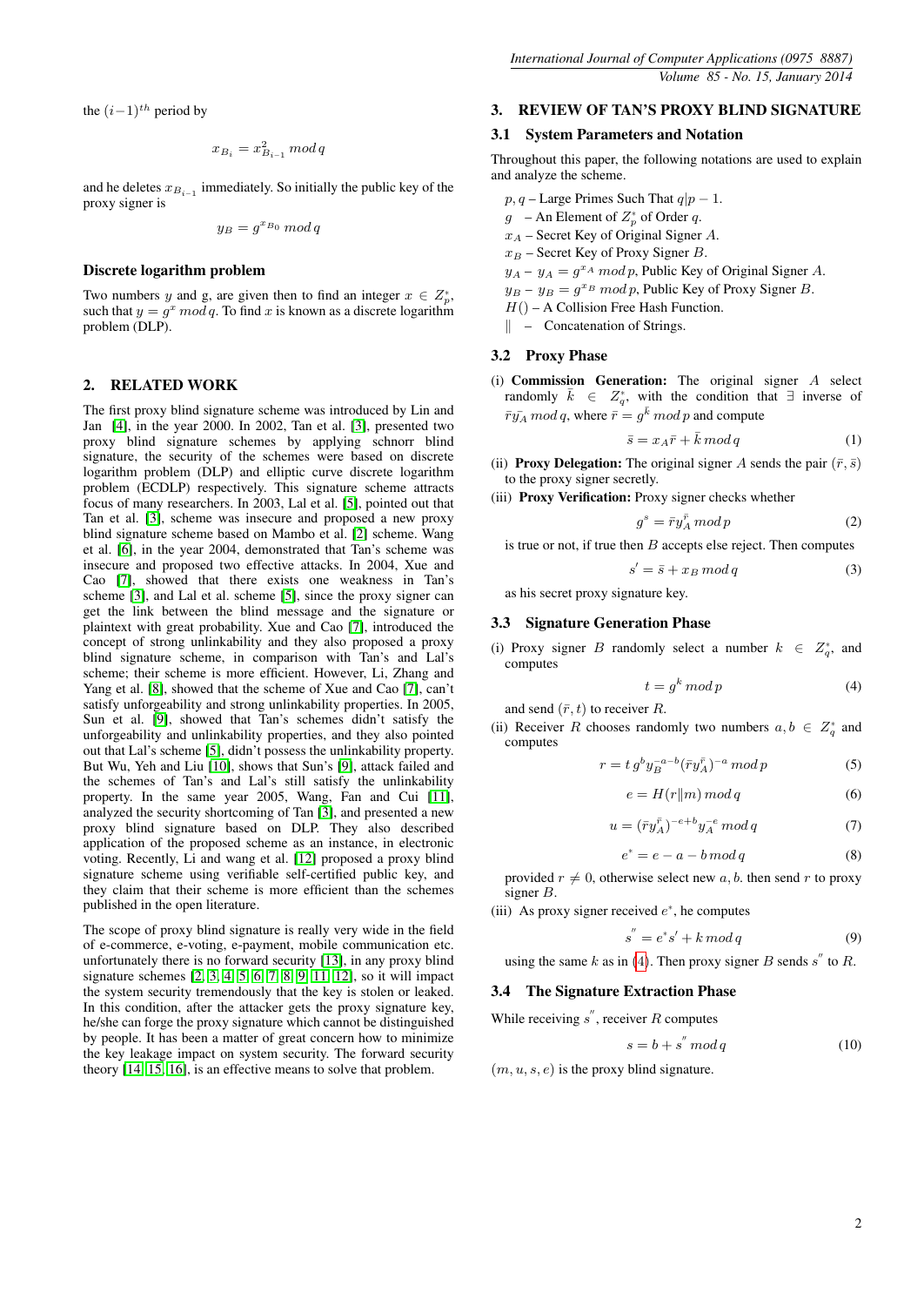the $(i-1)^{th}$ period by

$$x_{B_i} = x_{B_{i-1}}^2 \, mod \, q$$

and he deletes $x_{B_{i-1}}$ immediately. So initially the public key of the proxy signer is

$$y_B = g^{x_{B_0}} \, mod \, q$$

### Discrete logarithm problem

Two numbers $y$ and g, are given then to find an integer $x \in Z_p^*$, such that $y = g^x \, mod \, q$. To find $x$ is known as a discrete logarithm problem (DLP).

## 2. RELATED WORK

The first proxy blind signature scheme was introduced by Lin and Jan [4], in the year 2000. In 2002, Tan et al. [3], presented two proxy blind signature schemes by applying schnorr blind signature, the security of the schemes were based on discrete logarithm problem (DLP) and elliptic curve discrete logarithm problem (ECDLP) respectively. This signature scheme attracts focus of many researchers. In 2003, Lal et al. [5], pointed out that Tan et al. [3], scheme was insecure and proposed a new proxy blind signature scheme based on Mambo et al. [2] scheme. Wang et al. [6], in the year 2004, demonstrated that Tan's scheme was insecure and proposed two effective attacks. In 2004, Xue and Cao [7], showed that there exists one weakness in Tan's scheme [3], and Lal et al. scheme [5], since the proxy signer can get the link between the blind message and the signature or plaintext with great probability. Xue and Cao [7], introduced the concept of strong unlinkability and they also proposed a proxy blind signature scheme, in comparison with Tan's and Lal's scheme; their scheme is more efficient. However, Li, Zhang and Yang et al. [8], showed that the scheme of Xue and Cao [7], can't satisfy unforgeability and strong unlinkability properties. In 2005, Sun et al. [9], showed that Tan's schemes didn't satisfy the unforgeability and unlinkability properties, and they also pointed out that Lal's scheme [5], didn't possess the unlinkability property. But Wu, Yeh and Liu [10], shows that Sun's [9], attack failed and the schemes of Tan's and Lal's still satisfy the unlinkability property. In the same year 2005, Wang, Fan and Cui [11], analyzed the security shortcoming of Tan [3], and presented a new proxy blind signature based on DLP. They also described application of the proposed scheme as an instance, in electronic voting. Recently, Li and wang et al. [12] proposed a proxy blind signature scheme using verifiable self-certified public key, and they claim that their scheme is more efficient than the schemes published in the open literature.

The scope of proxy blind signature is really very wide in the field of e-commerce, e-voting, e-payment, mobile communication etc. unfortunately there is no forward security [13], in any proxy blind signature schemes [2, 3, 4, 5, 6, 7, 8, 9, 11, 12], so it will impact the system security tremendously that the key is stolen or leaked. In this condition, after the attacker gets the proxy signature key, he/she can forge the proxy signature which cannot be distinguished by people. It has been a matter of great concern how to minimize the key leakage impact on system security. The forward security theory [14, 15, 16], is an effective means to solve that problem.

## 3. REVIEW OF TAN'S PROXY BLIND SIGNATURE

### 3.1 System Parameters and Notation

Throughout this paper, the following notations are used to explain and analyze the scheme.

$p, q$ – Large Primes Such That $q|p-1$.
$g$ – An Element of $Z_p^*$ of Order $q$.
$x_A$ – Secret Key of Original Signer $A$.
$x_B$ – Secret Key of Proxy Signer $B$.
$y_A$ – $y_A = g^{x_A} \, mod \, p$, Public Key of Original Signer $A$.
$y_B$ – $y_B = g^{x_B} \, mod \, p$, Public Key of Proxy Signer $B$.
$H()$ – A Collision Free Hash Function.
$\|$ – Concatenation of Strings.

### 3.2 Proxy Phase

(i) **Commission Generation:** The original signer $A$ select randomly $\bar{k} \in Z_q^*$, with the condition that $\exists$ inverse of $\bar{r}\bar{y_A} \, mod \, q$, where $\bar{r} = g^{\bar{k}} \, mod \, p$ and compute

$$\bar{s} = x_A \bar{r} + \bar{k} \, mod \, q \tag{1}$$

(ii) **Proxy Delegation:** The original signer $A$ sends the pair $(\bar{r}, \bar{s})$ to the proxy signer secretly.

(iii) **Proxy Verification:** Proxy signer checks whether

$$g^s = \bar{r} y_A^{\bar{r}} \, mod \, p \tag{2}$$

is true or not, if true then $B$ accepts else reject. Then computes

$$s' = \bar{s} + x_B \, mod \, q \tag{3}$$

as his secret proxy signature key.

### 3.3 Signature Generation Phase

(i) Proxy signer $B$ randomly select a number $k \in Z_q^*$, and computes

$$t = g^k \, mod \, p \tag{4}$$

and send $(\bar{r}, t)$ to receiver $R$.

(ii) Receiver $R$ chooses randomly two numbers $a, b \in Z_q^*$ and computes

$$r = t \, g^b y_B^{-a-b} (\bar{r} y_A^{\bar{r}})^{-a} \, mod \, p \tag{5}$$

$$e = H(r \| m) \, mod \, q \tag{6}$$

$$u = (\bar{r} y_A^{\bar{r}})^{-e+b} y_A^{-e} \, mod \, q \tag{7}$$

$$e^* = e - a - b \, mod \, q \tag{8}$$

provided $r \neq 0$, otherwise select new $a, b$. then send $r$ to proxy signer $B$.

(iii) As proxy signer received $e^*$, he computes

$$s^{''} = e^* s' + k \, mod \, q \tag{9}$$

using the same $k$ as in (4). Then proxy signer $B$ sends $s^{''}$ to $R$.

### 3.4 The Signature Extraction Phase

While receiving $s^{''}$, receiver $R$ computes

$$s = b + s^{''} \, mod \, q \tag{10}$$

$(m, u, s, e)$ is the proxy blind signature.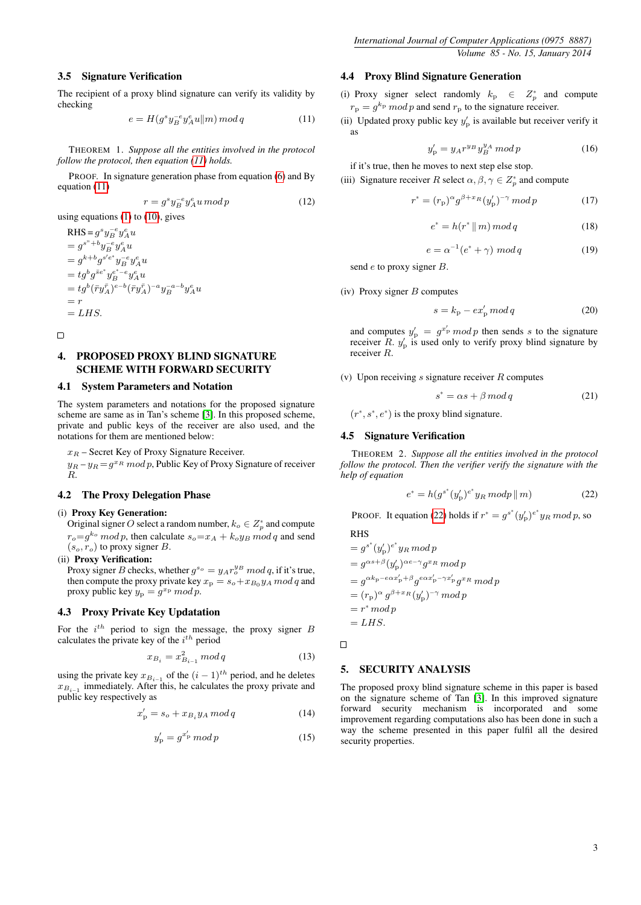### 3.5 Signature Verification

The recipient of a proxy blind signature can verify its validity by checking

$$e = H(g^s y_B^{-e} y_A^e u \| m) \, mod \, q \tag{11}$$

THEOREM 1. *Suppose all the entities involved in the protocol follow the protocol, then equation (11) holds.*

PROOF. In signature generation phase from equation (6) and By equation (11)

$$r = g^s y_B^{-e} y_A^e u \, mod \, p \tag{12}$$

using equations (1) to (10), gives

$$
\begin{aligned}
\text{RHS} &= g^s y_B^{-e} y_A^e u \\
&= g^{s''+b} y_B^{-e} y_A^e u \\
&= g^{k+b} g^{s'e^*} y_B^{-e} y_A^e u \\
&= tg^b g^{\bar{s}e^*} y_B^{e^*-e} y_A^e u \\
&= tg^b (\bar{r} y_A^{\bar{r}})^{e-b} (\bar{r} y_A^{\bar{r}})^{-a} y_B^{-a-b} y_A^e u \\
&= r \\
&= LHS.
\end{aligned}
$$

□

## 4. PROPOSED PROXY BLIND SIGNATURE SCHEME WITH FORWARD SECURITY

### 4.1 System Parameters and Notation

The system parameters and notations for the proposed signature scheme are same as in Tan's scheme [3]. In this proposed scheme, private and public keys of the receiver are also used, and the notations for them are mentioned below:

$x_R$ – Secret Key of Proxy Signature Receiver.

$y_R - y_R = g^{x_R} \, mod \, p$, Public Key of Proxy Signature of receiver $R$.

### 4.2 The Proxy Delegation Phase

(i) **Proxy Key Generation:**
Original signer $O$ select a random number, $k_o \in Z_p^*$ and compute $r_o = g^{k_o} \, mod \, p$, then calculate $s_o = x_A + k_o y_B \, mod \, q$ and send $(s_o, r_o)$ to proxy signer $B$.

(ii) **Proxy Verification:**
Proxy signer $B$ checks, whether $g^{s_o} = y_A r_o^{y_B} \, mod \, q$, if it's true, then compute the proxy private key $x_p = s_o + x_{B_0} y_A \, mod \, q$ and proxy public key $y_p = g^{x_p} \, mod \, p$.

### 4.3 Proxy Private Key Updatation

For the $i^{th}$ period to sign the message, the proxy signer $B$ calculates the private key of the $i^{th}$ period

$$x_{B_i} = x_{B_{i-1}}^2 \, mod \, q \tag{13}$$

using the private key $x_{B_{i-1}}$ of the $(i-1)^{th}$ period, and he deletes $x_{B_{i-1}}$ immediately. After this, he calculates the proxy private and public key respectively as

$$x'_p = s_o + x_{B_i} y_A \, mod \, q \tag{14}$$

$$y'_p = g^{x'_p} \, mod \, p \tag{15}$$

### 4.4 Proxy Blind Signature Generation

(i) Proxy signer select randomly $k_p \in Z_p^*$ and compute $r_p = g^{k_p} \, mod \, p$ and send $r_p$ to the signature receiver.

(ii) Updated proxy public key $y'_p$ is available but receiver verify it as

$$y'_p = y_A r^{y_B} y_B^{y_A} \, mod \, p \tag{16}$$

if it's true, then he moves to next step else stop.

(iii) Signature receiver $R$ select $\alpha, \beta, \gamma \in Z_p^*$ and compute

$$r^* = (r_p)^\alpha g^{\beta + x_R} (y'_p)^{-\gamma} \, mod \, p \tag{17}$$

$$e^* = h(r^* \parallel m) \, mod \, q \tag{18}$$

$$e = \alpha^{-1}(e^* + \gamma) \, mod \, q \tag{19}$$

send $e$ to proxy signer $B$.

(iv) Proxy signer $B$ computes

$$s = k_p - e x'_p \, mod \, q \tag{20}$$

and computes $y'_p = g^{x'_p} \, mod \, p$ then sends $s$ to the signature receiver $R$. $y'_p$ is used only to verify proxy blind signature by receiver $R$.

(v) Upon receiving $s$ signature receiver $R$ computes

$$s^* = \alpha s + \beta \, mod \, q \tag{21}$$

$(r^*, s^*, e^*)$ is the proxy blind signature.

### 4.5 Signature Verification

THEOREM 2. *Suppose all the entities involved in the protocol follow the protocol. Then the verifier verify the signature with the help of equation*

$$e^* = h(g^{s^*} (y'_p)^{e^*} y_R \, mod p \parallel m) \tag{22}$$

PROOF. It equation (22) holds if $r^* = g^{s^*} (y'_p)^{e^*} y_R \, mod \, p$, so

$$
\begin{aligned}
\text{RHS} &= g^{s^*} (y'_p)^{e^*} y_R \, mod \, p \\
&= g^{\alpha s + \beta} (y'_p)^{\alpha e - \gamma} g^{x_R} \, mod \, p \\
&= g^{\alpha k_p - e\alpha x'_p + \beta} g^{e\alpha x'_p - \gamma x'_p} g^{x_R} \, mod \, p \\
&= (r_p)^\alpha \, g^{\beta + x_R} (y'_p)^{-\gamma} \, mod \, p \\
&= r^* \, mod \, p \\
&= LHS.
\end{aligned}
$$

□

## 5. SECURITY ANALYSIS

The proposed proxy blind signature scheme in this paper is based on the signature scheme of Tan [3]. In this improved signature forward security mechanism is incorporated and some improvement regarding computations also has been done in such a way the scheme presented in this paper fulfil all the desired security properties.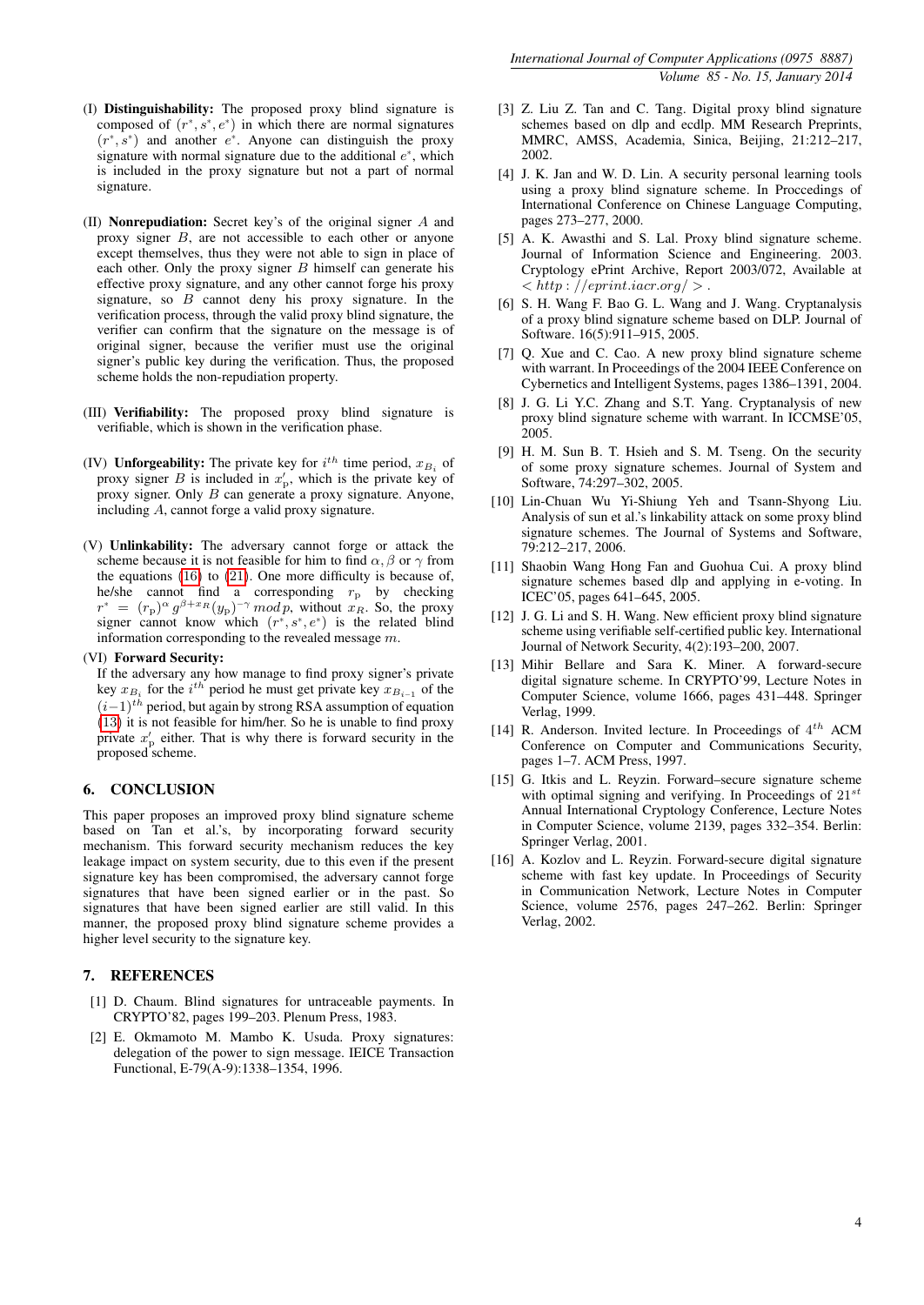(I) **Distinguishability:** The proposed proxy blind signature is composed of $(r^*, s^*, e^*)$ in which there are normal signatures $(r^*, s^*)$ and another $e^*$. Anyone can distinguish the proxy signature with normal signature due to the additional $e^*$, which is included in the proxy signature but not a part of normal signature.

(II) **Nonrepudiation:** Secret key's of the original signer $A$ and proxy signer $B$, are not accessible to each other or anyone except themselves, thus they were not able to sign in place of each other. Only the proxy signer $B$ himself can generate his effective proxy signature, and any other cannot forge his proxy signature, so $B$ cannot deny his proxy signature. In the verification process, through the valid proxy blind signature, the verifier can confirm that the signature on the message is of original signer, because the verifier must use the original signer's public key during the verification. Thus, the proposed scheme holds the non-repudiation property.

(III) **Verifiability:** The proposed proxy blind signature is verifiable, which is shown in the verification phase.

(IV) **Unforgeability:** The private key for $i^{th}$ time period, $x_{B_i}$ of proxy signer $B$ is included in $x'_{\mathrm{p}}$, which is the private key of proxy signer. Only $B$ can generate a proxy signature. Anyone, including $A$, cannot forge a valid proxy signature.

(V) **Unlinkability:** The adversary cannot forge or attack the scheme because it is not feasible for him to find $\alpha, \beta$ or $\gamma$ from the equations (16) to (21). One more difficulty is because of, he/she cannot find a corresponding $r_{\mathrm{p}}$ by checking $r^* = (r_{\mathrm{p}})^{\alpha} g^{\beta + x_R} (y_{\mathrm{p}})^{-\gamma} \, mod \, p$, without $x_R$. So, the proxy signer cannot know which $(r^*, s^*, e^*)$ is the related blind information corresponding to the revealed message $m$.

(VI) **Forward Security:**
If the adversary any how manage to find proxy signer's private key $x_{B_i}$ for the $i^{th}$ period he must get private key $x_{B_{i-1}}$ of the $(i-1)^{th}$ period, but again by strong RSA assumption of equation (13) it is not feasible for him/her. So he is unable to find proxy private $x'_{\mathrm{p}}$ either. That is why there is forward security in the proposed scheme.

## 6. CONCLUSION

This paper proposes an improved proxy blind signature scheme based on Tan et al.'s, by incorporating forward security mechanism. This forward security mechanism reduces the key leakage impact on system security, due to this even if the present signature key has been compromised, the adversary cannot forge signatures that have been signed earlier or in the past. So signatures that have been signed earlier are still valid. In this manner, the proposed proxy blind signature scheme provides a higher level security to the signature key.

## 7. REFERENCES

[1] D. Chaum. Blind signatures for untraceable payments. In CRYPTO'82, pages 199–203. Plenum Press, 1983.

[2] E. Okmamoto M. Mambo K. Usuda. Proxy signatures: delegation of the power to sign message. IEICE Transaction Functional, E-79(A-9):1338–1354, 1996.

[3] Z. Liu Z. Tan and C. Tang. Digital proxy blind signature schemes based on dlp and ecdlp. MM Research Preprints, MMRC, AMSS, Academia, Sinica, Beijing, 21:212–217, 2002.

[4] J. K. Jan and W. D. Lin. A security personal learning tools using a proxy blind signature scheme. In Proccedings of International Conference on Chinese Language Computing, pages 273–277, 2000.

[5] A. K. Awasthi and S. Lal. Proxy blind signature scheme. Journal of Information Science and Engineering. 2003. Cryptology ePrint Archive, Report 2003/072, Available at $< http://eprint.iacr.org/ >$.

[6] S. H. Wang F. Bao G. L. Wang and J. Wang. Cryptanalysis of a proxy blind signature scheme based on DLP. Journal of Software. 16(5):911–915, 2005.

[7] Q. Xue and C. Cao. A new proxy blind signature scheme with warrant. In Proceedings of the 2004 IEEE Conference on Cybernetics and Intelligent Systems, pages 1386–1391, 2004.

[8] J. G. Li Y.C. Zhang and S.T. Yang. Cryptanalysis of new proxy blind signature scheme with warrant. In ICCMSE'05, 2005.

[9] H. M. Sun B. T. Hsieh and S. M. Tseng. On the security of some proxy signature schemes. Journal of System and Software, 74:297–302, 2005.

[10] Lin-Chuan Wu Yi-Shiung Yeh and Tsann-Shyong Liu. Analysis of sun et al.'s linkability attack on some proxy blind signature schemes. The Journal of Systems and Software, 79:212–217, 2006.

[11] Shaobin Wang Hong Fan and Guohua Cui. A proxy blind signature schemes based dlp and applying in e-voting. In ICEC'05, pages 641–645, 2005.

[12] J. G. Li and S. H. Wang. New efficient proxy blind signature scheme using verifiable self-certified public key. International Journal of Network Security, 4(2):193–200, 2007.

[13] Mihir Bellare and Sara K. Miner. A forward-secure digital signature scheme. In CRYPTO'99, Lecture Notes in Computer Science, volume 1666, pages 431–448. Springer Verlag, 1999.

[14] R. Anderson. Invited lecture. In Proceedings of $4^{th}$ ACM Conference on Computer and Communications Security, pages 1–7. ACM Press, 1997.

[15] G. Itkis and L. Reyzin. Forward–secure signature scheme with optimal signing and verifying. In Proceedings of $21^{st}$ Annual International Cryptology Conference, Lecture Notes in Computer Science, volume 2139, pages 332–354. Berlin: Springer Verlag, 2001.

[16] A. Kozlov and L. Reyzin. Forward-secure digital signature scheme with fast key update. In Proceedings of Security in Communication Network, Lecture Notes in Computer Science, volume 2576, pages 247–262. Berlin: Springer Verlag, 2002.